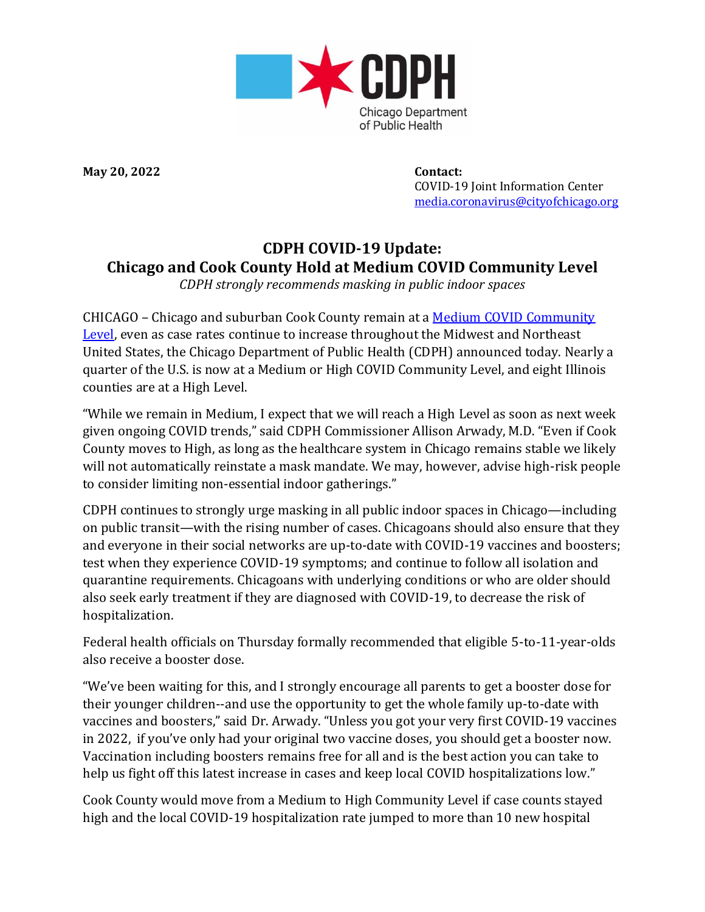CDPH
Chicago Department of Public Health

**May 20, 2022**

**Contact:**
COVID-19 Joint Information Center
[media.coronavirus@cityofchicago.org](mailto:media.coronavirus@cityofchicago.org)

## CDPH COVID-19 Update:
## Chicago and Cook County Hold at Medium COVID Community Level

*CDPH strongly recommends masking in public indoor spaces*

CHICAGO – Chicago and suburban Cook County remain at a [Medium COVID Community Level](), even as case rates continue to increase throughout the Midwest and Northeast United States, the Chicago Department of Public Health (CDPH) announced today. Nearly a quarter of the U.S. is now at a Medium or High COVID Community Level, and eight Illinois counties are at a High Level.

"While we remain in Medium, I expect that we will reach a High Level as soon as next week given ongoing COVID trends," said CDPH Commissioner Allison Arwady, M.D. "Even if Cook County moves to High, as long as the healthcare system in Chicago remains stable we likely will not automatically reinstate a mask mandate. We may, however, advise high-risk people to consider limiting non-essential indoor gatherings."

CDPH continues to strongly urge masking in all public indoor spaces in Chicago—including on public transit—with the rising number of cases. Chicagoans should also ensure that they and everyone in their social networks are up-to-date with COVID-19 vaccines and boosters; test when they experience COVID-19 symptoms; and continue to follow all isolation and quarantine requirements. Chicagoans with underlying conditions or who are older should also seek early treatment if they are diagnosed with COVID-19, to decrease the risk of hospitalization.

Federal health officials on Thursday formally recommended that eligible 5-to-11-year-olds also receive a booster dose.

"We've been waiting for this, and I strongly encourage all parents to get a booster dose for their younger children--and use the opportunity to get the whole family up-to-date with vaccines and boosters," said Dr. Arwady. "Unless you got your very first COVID-19 vaccines in 2022, if you've only had your original two vaccine doses, you should get a booster now. Vaccination including boosters remains free for all and is the best action you can take to help us fight off this latest increase in cases and keep local COVID hospitalizations low."

Cook County would move from a Medium to High Community Level if case counts stayed high and the local COVID-19 hospitalization rate jumped to more than 10 new hospital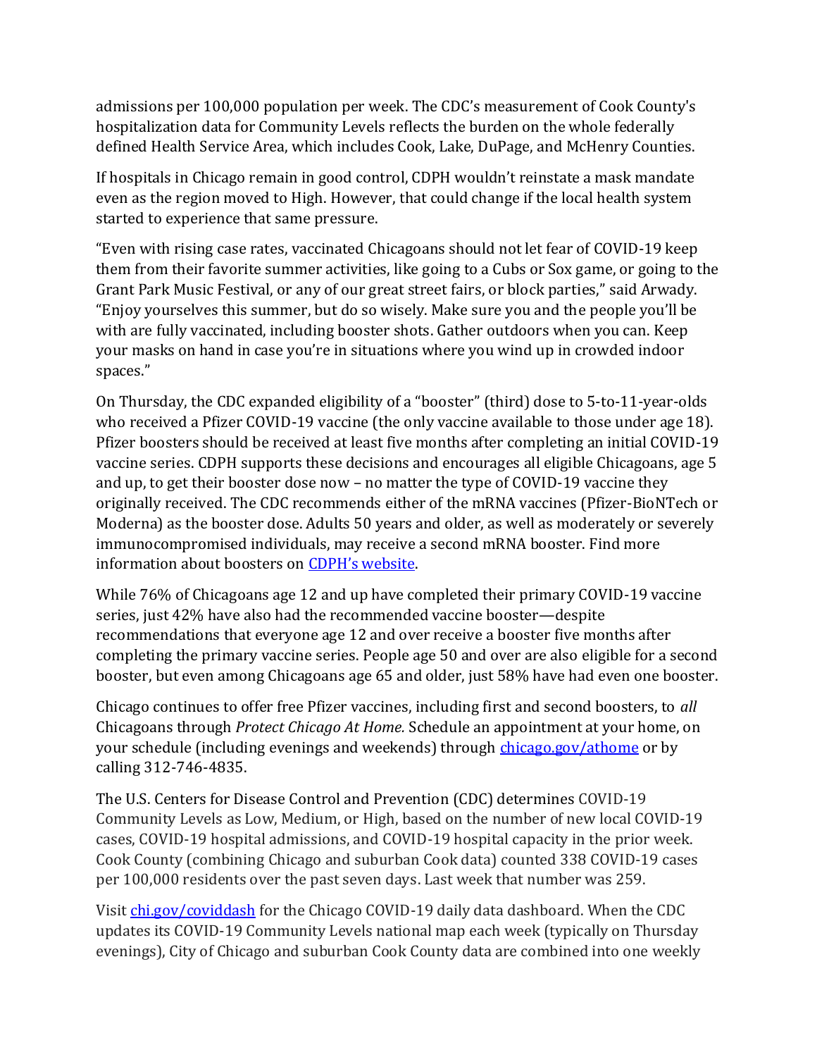admissions per 100,000 population per week. The CDC's measurement of Cook County's hospitalization data for Community Levels reflects the burden on the whole federally defined Health Service Area, which includes Cook, Lake, DuPage, and McHenry Counties.

If hospitals in Chicago remain in good control, CDPH wouldn't reinstate a mask mandate even as the region moved to High. However, that could change if the local health system started to experience that same pressure.

"Even with rising case rates, vaccinated Chicagoans should not let fear of COVID-19 keep them from their favorite summer activities, like going to a Cubs or Sox game, or going to the Grant Park Music Festival, or any of our great street fairs, or block parties," said Arwady. "Enjoy yourselves this summer, but do so wisely. Make sure you and the people you'll be with are fully vaccinated, including booster shots. Gather outdoors when you can. Keep your masks on hand in case you're in situations where you wind up in crowded indoor spaces."

On Thursday, the CDC expanded eligibility of a "booster" (third) dose to 5-to-11-year-olds who received a Pfizer COVID-19 vaccine (the only vaccine available to those under age 18). Pfizer boosters should be received at least five months after completing an initial COVID-19 vaccine series. CDPH supports these decisions and encourages all eligible Chicagoans, age 5 and up, to get their booster dose now – no matter the type of COVID-19 vaccine they originally received. The CDC recommends either of the mRNA vaccines (Pfizer-BioNTech or Moderna) as the booster dose. Adults 50 years and older, as well as moderately or severely immunocompromised individuals, may receive a second mRNA booster. Find more information about boosters on [CDPH's website](https://www.chicago.gov).

While 76% of Chicagoans age 12 and up have completed their primary COVID-19 vaccine series, just 42% have also had the recommended vaccine booster—despite recommendations that everyone age 12 and over receive a booster five months after completing the primary vaccine series. People age 50 and over are also eligible for a second booster, but even among Chicagoans age 65 and older, just 58% have had even one booster.

Chicago continues to offer free Pfizer vaccines, including first and second boosters, to *all* Chicagoans through *Protect Chicago At Home.* Schedule an appointment at your home, on your schedule (including evenings and weekends) through [chicago.gov/athome](https://chicago.gov/athome) or by calling 312-746-4835.

The U.S. Centers for Disease Control and Prevention (CDC) determines COVID-19 Community Levels as Low, Medium, or High, based on the number of new local COVID-19 cases, COVID-19 hospital admissions, and COVID-19 hospital capacity in the prior week. Cook County (combining Chicago and suburban Cook data) counted 338 COVID-19 cases per 100,000 residents over the past seven days. Last week that number was 259.

Visit [chi.gov/coviddash](https://chi.gov/coviddash) for the Chicago COVID-19 daily data dashboard. When the CDC updates its COVID-19 Community Levels national map each week (typically on Thursday evenings), City of Chicago and suburban Cook County data are combined into one weekly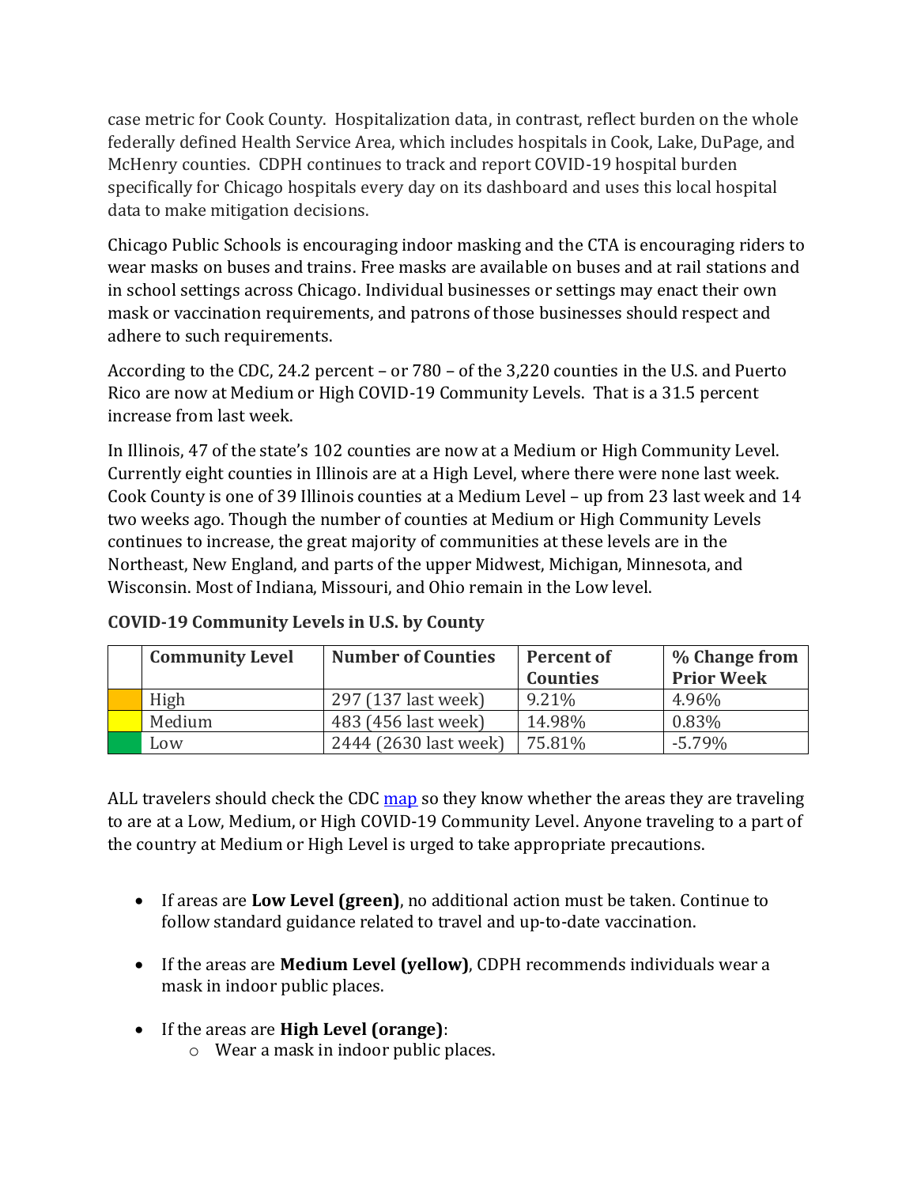case metric for Cook County. Hospitalization data, in contrast, reflect burden on the whole federally defined Health Service Area, which includes hospitals in Cook, Lake, DuPage, and McHenry counties. CDPH continues to track and report COVID-19 hospital burden specifically for Chicago hospitals every day on its dashboard and uses this local hospital data to make mitigation decisions.

Chicago Public Schools is encouraging indoor masking and the CTA is encouraging riders to wear masks on buses and trains. Free masks are available on buses and at rail stations and in school settings across Chicago. Individual businesses or settings may enact their own mask or vaccination requirements, and patrons of those businesses should respect and adhere to such requirements.

According to the CDC, 24.2 percent – or 780 – of the 3,220 counties in the U.S. and Puerto Rico are now at Medium or High COVID-19 Community Levels. That is a 31.5 percent increase from last week.

In Illinois, 47 of the state's 102 counties are now at a Medium or High Community Level. Currently eight counties in Illinois are at a High Level, where there were none last week. Cook County is one of 39 Illinois counties at a Medium Level – up from 23 last week and 14 two weeks ago. Though the number of counties at Medium or High Community Levels continues to increase, the great majority of communities at these levels are in the Northeast, New England, and parts of the upper Midwest, Michigan, Minnesota, and Wisconsin. Most of Indiana, Missouri, and Ohio remain in the Low level.

**COVID-19 Community Levels in U.S. by County**

| | Community Level | Number of Counties | Percent of Counties | % Change from Prior Week |
|---|---|---|---|---|
| | High | 297 (137 last week) | 9.21% | 4.96% |
| | Medium | 483 (456 last week) | 14.98% | 0.83% |
| | Low | 2444 (2630 last week) | 75.81% | -5.79% |

ALL travelers should check the CDC map so they know whether the areas they are traveling to are at a Low, Medium, or High COVID-19 Community Level. Anyone traveling to a part of the country at Medium or High Level is urged to take appropriate precautions.

- If areas are **Low Level (green)**, no additional action must be taken. Continue to follow standard guidance related to travel and up-to-date vaccination.
- If the areas are **Medium Level (yellow)**, CDPH recommends individuals wear a mask in indoor public places.
- If the areas are **High Level (orange)**:
  - Wear a mask in indoor public places.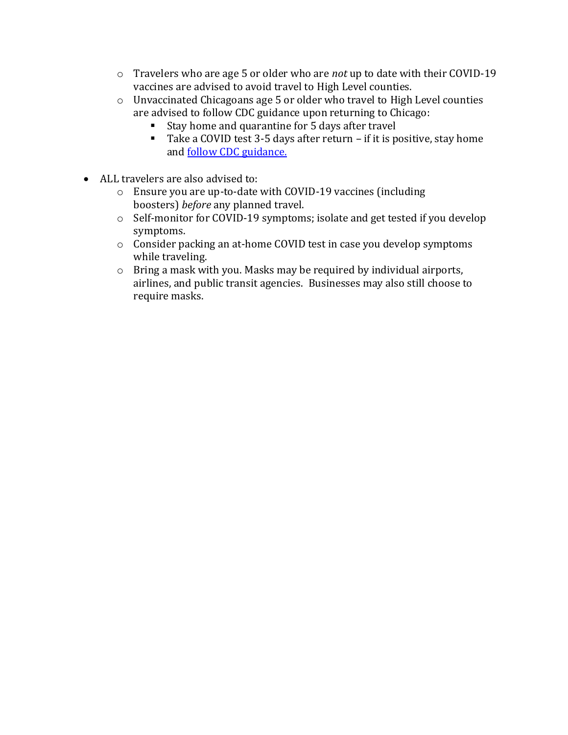- Travelers who are age 5 or older who are *not* up to date with their COVID-19 vaccines are advised to avoid travel to High Level counties.
    - Unvaccinated Chicagoans age 5 or older who travel to High Level counties are advised to follow CDC guidance upon returning to Chicago:
        - Stay home and quarantine for 5 days after travel
        - Take a COVID test 3-5 days after return – if it is positive, stay home and [follow CDC guidance.]()

- ALL travelers are also advised to:
    - Ensure you are up-to-date with COVID-19 vaccines (including boosters) *before* any planned travel.
    - Self-monitor for COVID-19 symptoms; isolate and get tested if you develop symptoms.
    - Consider packing an at-home COVID test in case you develop symptoms while traveling.
    - Bring a mask with you. Masks may be required by individual airports, airlines, and public transit agencies. Businesses may also still choose to require masks.